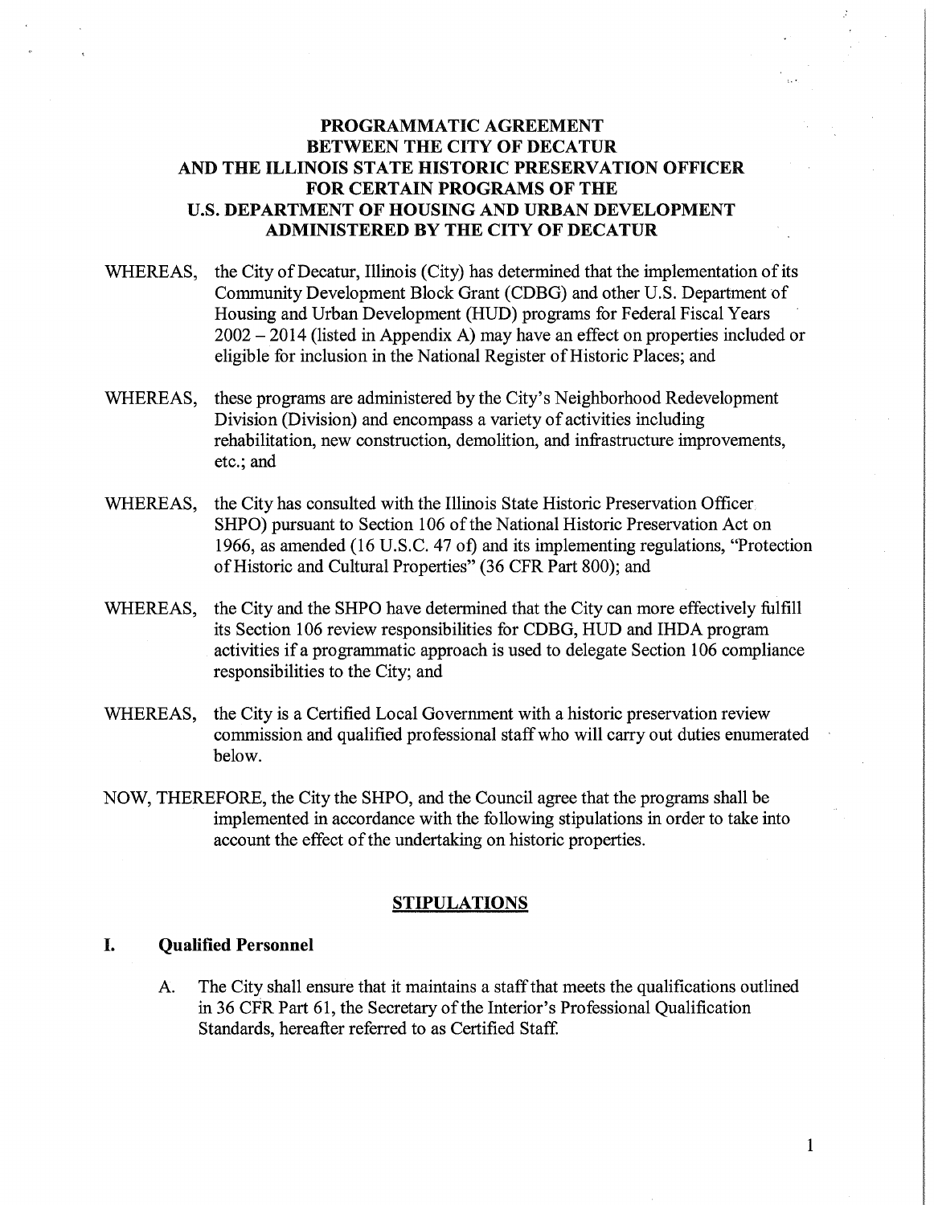# PROGRAMMATIC AGREEMENT BETWEEN THE CITY OF DECATUR AND THE ILLINOIS STATE HISTORIC PRESERVATION OFFICER FOR CERTAIN PROGRAMS OF THE U.S. DEPARTMENT OF HOUSING AND URBAN DEVELOPMENT ADMINISTERED BY THE CITY OF DECATUR

WHEREAS, the City of Decatur, Illinois (City) has determined that the implementation of its Community Development Block Grant (CDBG) and other U.S. Department of Housing and Urban Development (HUD) programs for Federal Fiscal Years 2002 – 2014 (listed in Appendix A) may have an effect on properties included or eligible for inclusion in the National Register of Historic Places; and

WHEREAS, these programs are administered by the City's Neighborhood Redevelopment Division (Division) and encompass a variety of activities including rehabilitation, new construction, demolition, and infrastructure improvements, etc.; and

WHEREAS, the City has consulted with the Illinois State Historic Preservation Officer SHPO) pursuant to Section 106 of the National Historic Preservation Act on 1966, as amended (16 U.S.C. 47 of) and its implementing regulations, "Protection of Historic and Cultural Properties" (36 CFR Part 800); and

WHEREAS, the City and the SHPO have determined that the City can more effectively fulfill its Section 106 review responsibilities for CDBG, HUD and IHDA program activities if a programmatic approach is used to delegate Section 106 compliance responsibilities to the City; and

WHEREAS, the City is a Certified Local Government with a historic preservation review commission and qualified professional staff who will carry out duties enumerated below.

NOW, THEREFORE, the City the SHPO, and the Council agree that the programs shall be implemented in accordance with the following stipulations in order to take into account the effect of the undertaking on historic properties.

## STIPULATIONS

### I. Qualified Personnel

A. The City shall ensure that it maintains a staff that meets the qualifications outlined in 36 CFR Part 61, the Secretary of the Interior's Professional Qualification Standards, hereafter referred to as Certified Staff.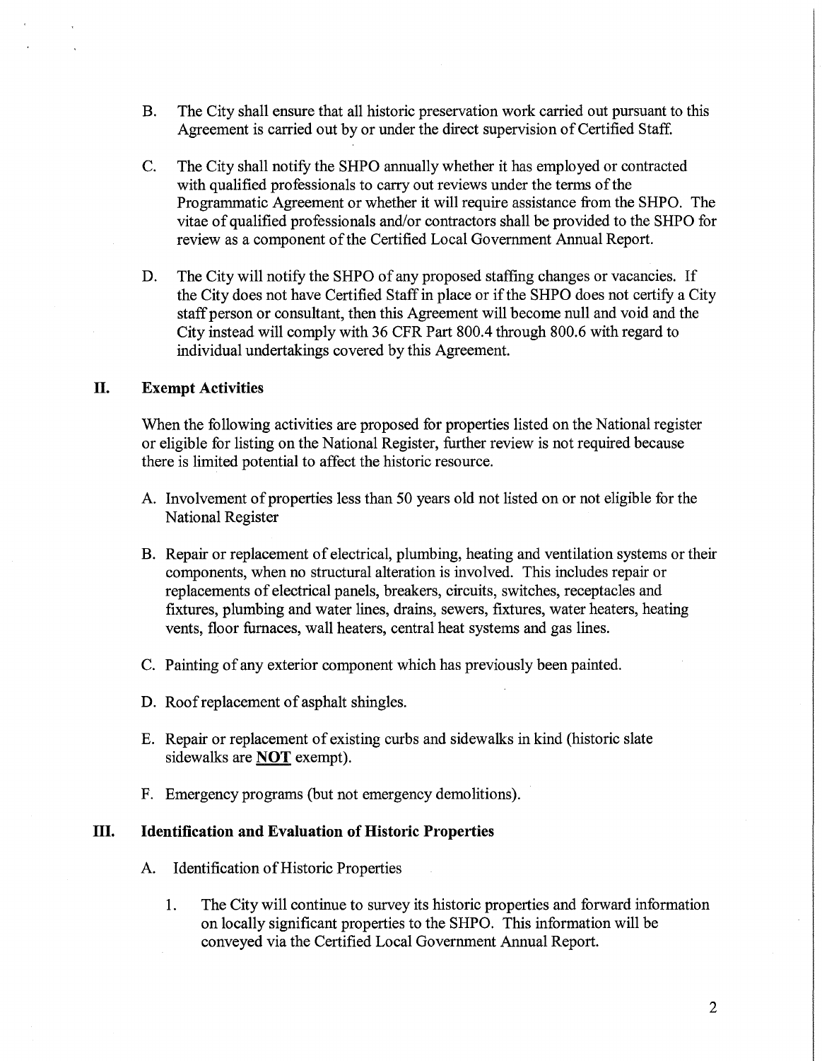B. The City shall ensure that all historic preservation work carried out pursuant to this Agreement is carried out by or under the direct supervision of Certified Staff.

C. The City shall notify the SHPO annually whether it has employed or contracted with qualified professionals to carry out reviews under the terms of the Programmatic Agreement or whether it will require assistance from the SHPO. The vitae of qualified professionals and/or contractors shall be provided to the SHPO for review as a component of the Certified Local Government Annual Report.

D. The City will notify the SHPO of any proposed staffing changes or vacancies. If the City does not have Certified Staff in place or if the SHPO does not certify a City staff person or consultant, then this Agreement will become null and void and the City instead will comply with 36 CFR Part 800.4 through 800.6 with regard to individual undertakings covered by this Agreement.

## II. Exempt Activities

When the following activities are proposed for properties listed on the National register or eligible for listing on the National Register, further review is not required because there is limited potential to affect the historic resource.

A. Involvement of properties less than 50 years old not listed on or not eligible for the National Register

B. Repair or replacement of electrical, plumbing, heating and ventilation systems or their components, when no structural alteration is involved. This includes repair or replacements of electrical panels, breakers, circuits, switches, receptacles and fixtures, plumbing and water lines, drains, sewers, fixtures, water heaters, heating vents, floor furnaces, wall heaters, central heat systems and gas lines.

C. Painting of any exterior component which has previously been painted.

D. Roof replacement of asphalt shingles.

E. Repair or replacement of existing curbs and sidewalks in kind (historic slate sidewalks are **NOT** exempt).

F. Emergency programs (but not emergency demolitions).

## III. Identification and Evaluation of Historic Properties

A. Identification of Historic Properties

1. The City will continue to survey its historic properties and forward information on locally significant properties to the SHPO. This information will be conveyed via the Certified Local Government Annual Report.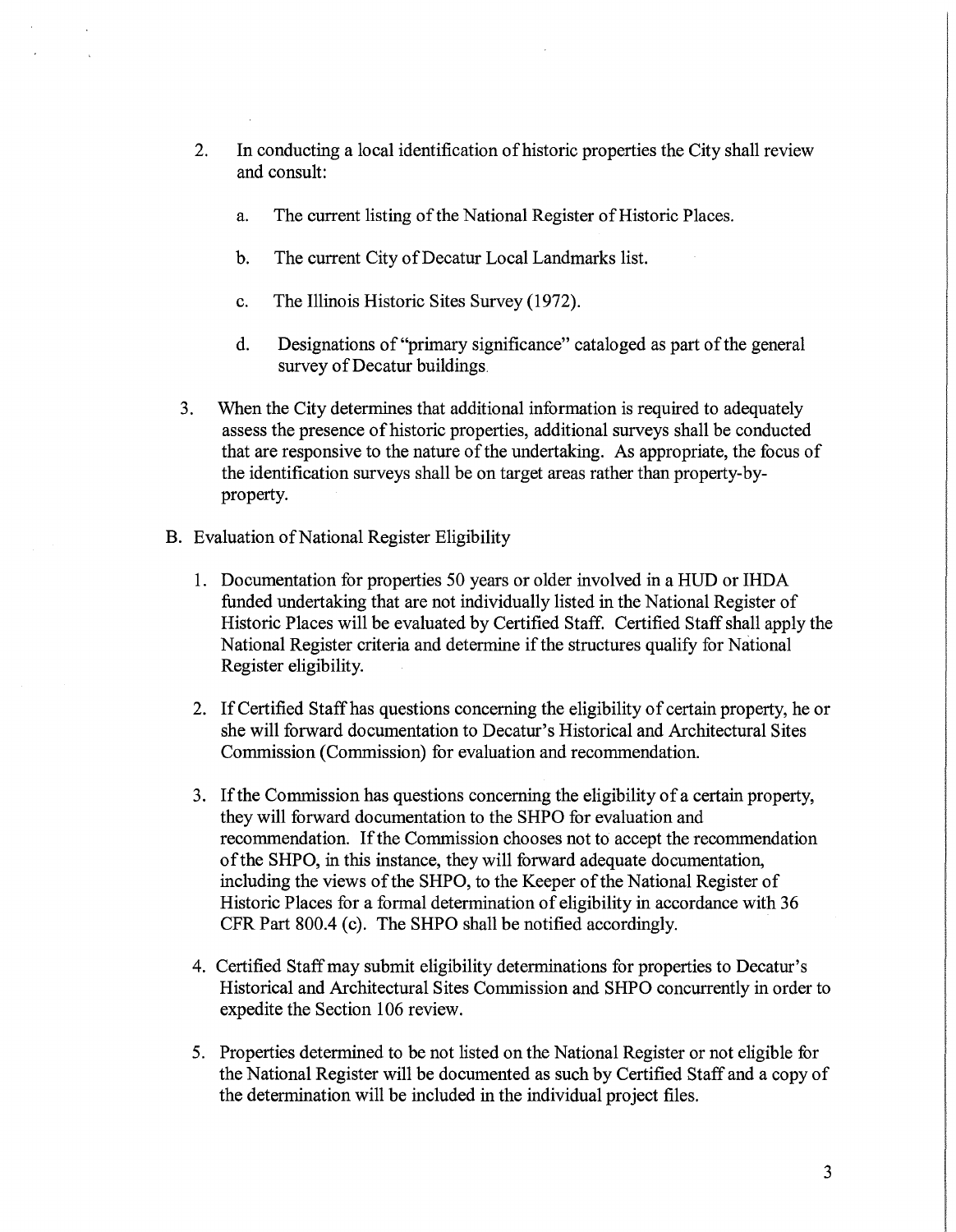2. In conducting a local identification of historic properties the City shall review and consult:

    a. The current listing of the National Register of Historic Places.

    b. The current City of Decatur Local Landmarks list.

    c. The Illinois Historic Sites Survey (1972).

    d. Designations of "primary significance" cataloged as part of the general survey of Decatur buildings.

3. When the City determines that additional information is required to adequately assess the presence of historic properties, additional surveys shall be conducted that are responsive to the nature of the undertaking. As appropriate, the focus of the identification surveys shall be on target areas rather than property-by-property.

B. Evaluation of National Register Eligibility

1. Documentation for properties 50 years or older involved in a HUD or IHDA funded undertaking that are not individually listed in the National Register of Historic Places will be evaluated by Certified Staff. Certified Staff shall apply the National Register criteria and determine if the structures qualify for National Register eligibility.

2. If Certified Staff has questions concerning the eligibility of certain property, he or she will forward documentation to Decatur's Historical and Architectural Sites Commission (Commission) for evaluation and recommendation.

3. If the Commission has questions concerning the eligibility of a certain property, they will forward documentation to the SHPO for evaluation and recommendation. If the Commission chooses not to accept the recommendation of the SHPO, in this instance, they will forward adequate documentation, including the views of the SHPO, to the Keeper of the National Register of Historic Places for a formal determination of eligibility in accordance with 36 CFR Part 800.4 (c). The SHPO shall be notified accordingly.

4. Certified Staff may submit eligibility determinations for properties to Decatur's Historical and Architectural Sites Commission and SHPO concurrently in order to expedite the Section 106 review.

5. Properties determined to be not listed on the National Register or not eligible for the National Register will be documented as such by Certified Staff and a copy of the determination will be included in the individual project files.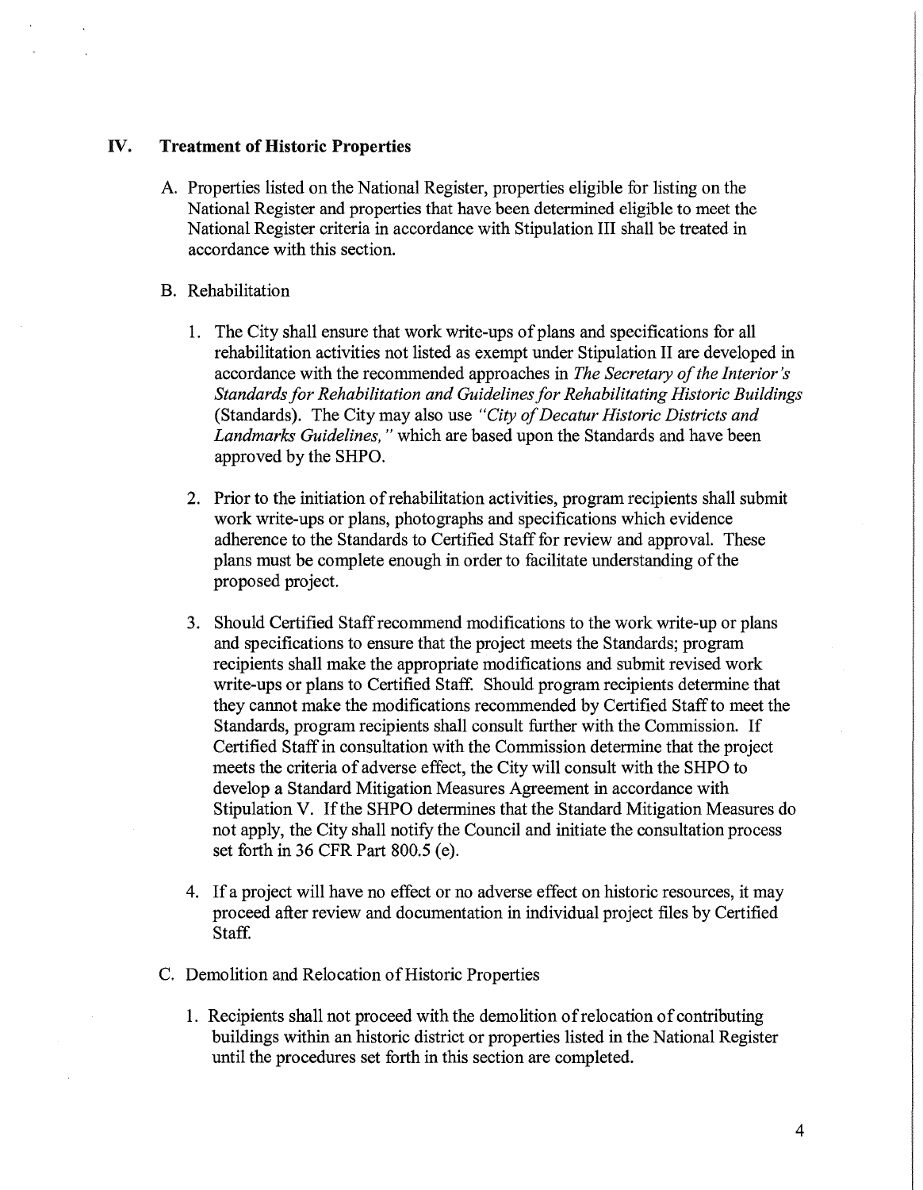## IV. Treatment of Historic Properties

A. Properties listed on the National Register, properties eligible for listing on the National Register and properties that have been determined eligible to meet the National Register criteria in accordance with Stipulation III shall be treated in accordance with this section.

B. Rehabilitation

1. The City shall ensure that work write-ups of plans and specifications for all rehabilitation activities not listed as exempt under Stipulation II are developed in accordance with the recommended approaches in *The Secretary of the Interior's Standards for Rehabilitation and Guidelines for Rehabilitating Historic Buildings* (Standards). The City may also use *"City of Decatur Historic Districts and Landmarks Guidelines,"* which are based upon the Standards and have been approved by the SHPO.

2. Prior to the initiation of rehabilitation activities, program recipients shall submit work write-ups or plans, photographs and specifications which evidence adherence to the Standards to Certified Staff for review and approval. These plans must be complete enough in order to facilitate understanding of the proposed project.

3. Should Certified Staff recommend modifications to the work write-up or plans and specifications to ensure that the project meets the Standards; program recipients shall make the appropriate modifications and submit revised work write-ups or plans to Certified Staff. Should program recipients determine that they cannot make the modifications recommended by Certified Staff to meet the Standards, program recipients shall consult further with the Commission. If Certified Staff in consultation with the Commission determine that the project meets the criteria of adverse effect, the City will consult with the SHPO to develop a Standard Mitigation Measures Agreement in accordance with Stipulation V. If the SHPO determines that the Standard Mitigation Measures do not apply, the City shall notify the Council and initiate the consultation process set forth in 36 CFR Part 800.5 (e).

4. If a project will have no effect or no adverse effect on historic resources, it may proceed after review and documentation in individual project files by Certified Staff.

C. Demolition and Relocation of Historic Properties

1. Recipients shall not proceed with the demolition of relocation of contributing buildings within an historic district or properties listed in the National Register until the procedures set forth in this section are completed.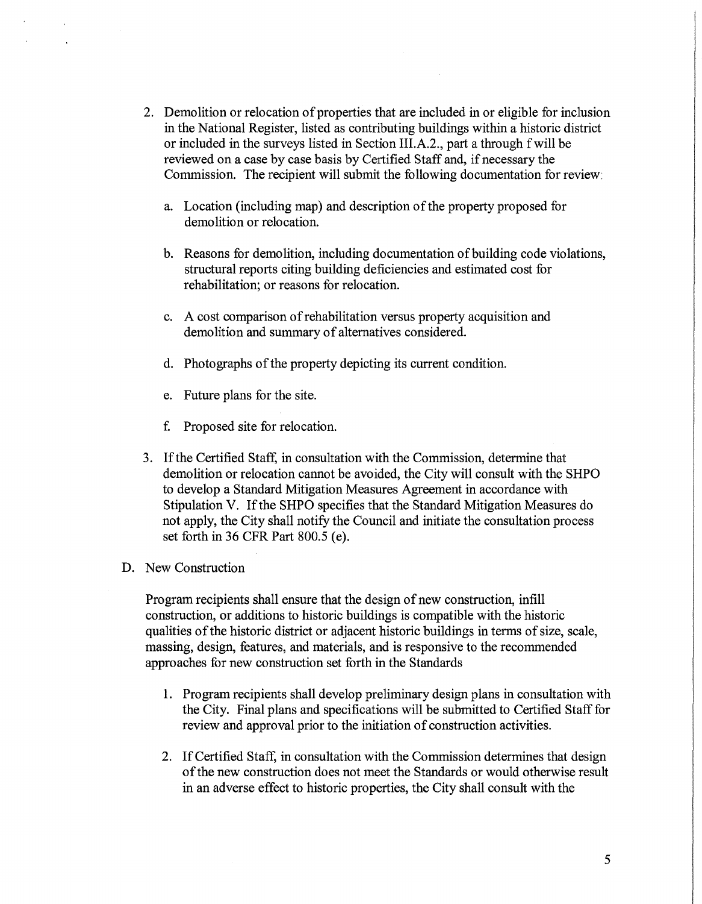2. Demolition or relocation of properties that are included in or eligible for inclusion in the National Register, listed as contributing buildings within a historic district or included in the surveys listed in Section III.A.2., part a through f will be reviewed on a case by case basis by Certified Staff and, if necessary the Commission. The recipient will submit the following documentation for review:

   a. Location (including map) and description of the property proposed for demolition or relocation.

   b. Reasons for demolition, including documentation of building code violations, structural reports citing building deficiencies and estimated cost for rehabilitation; or reasons for relocation.

   c. A cost comparison of rehabilitation versus property acquisition and demolition and summary of alternatives considered.

   d. Photographs of the property depicting its current condition.

   e. Future plans for the site.

   f. Proposed site for relocation.

3. If the Certified Staff, in consultation with the Commission, determine that demolition or relocation cannot be avoided, the City will consult with the SHPO to develop a Standard Mitigation Measures Agreement in accordance with Stipulation V. If the SHPO specifies that the Standard Mitigation Measures do not apply, the City shall notify the Council and initiate the consultation process set forth in 36 CFR Part 800.5 (e).

D. New Construction

Program recipients shall ensure that the design of new construction, infill construction, or additions to historic buildings is compatible with the historic qualities of the historic district or adjacent historic buildings in terms of size, scale, massing, design, features, and materials, and is responsive to the recommended approaches for new construction set forth in the Standards

1. Program recipients shall develop preliminary design plans in consultation with the City. Final plans and specifications will be submitted to Certified Staff for review and approval prior to the initiation of construction activities.

2. If Certified Staff, in consultation with the Commission determines that design of the new construction does not meet the Standards or would otherwise result in an adverse effect to historic properties, the City shall consult with the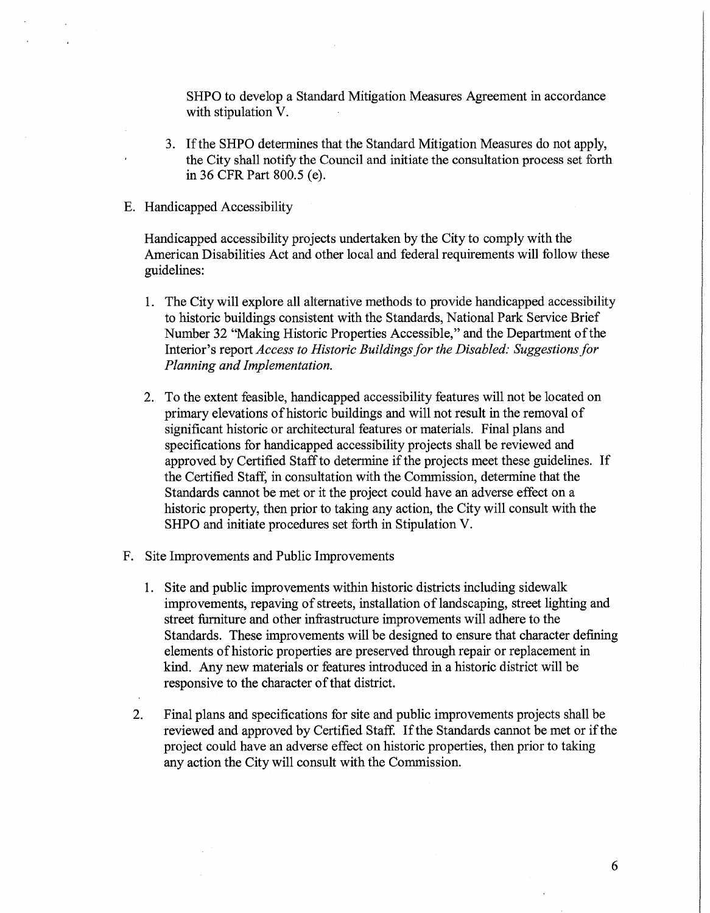SHPO to develop a Standard Mitigation Measures Agreement in accordance with stipulation V.

3. If the SHPO determines that the Standard Mitigation Measures do not apply, the City shall notify the Council and initiate the consultation process set forth in 36 CFR Part 800.5 (e).

E. Handicapped Accessibility

Handicapped accessibility projects undertaken by the City to comply with the American Disabilities Act and other local and federal requirements will follow these guidelines:

1. The City will explore all alternative methods to provide handicapped accessibility to historic buildings consistent with the Standards, National Park Service Brief Number 32 "Making Historic Properties Accessible," and the Department of the Interior's report *Access to Historic Buildings for the Disabled: Suggestions for Planning and Implementation.*

2. To the extent feasible, handicapped accessibility features will not be located on primary elevations of historic buildings and will not result in the removal of significant historic or architectural features or materials. Final plans and specifications for handicapped accessibility projects shall be reviewed and approved by Certified Staff to determine if the projects meet these guidelines. If the Certified Staff, in consultation with the Commission, determine that the Standards cannot be met or it the project could have an adverse effect on a historic property, then prior to taking any action, the City will consult with the SHPO and initiate procedures set forth in Stipulation V.

F. Site Improvements and Public Improvements

1. Site and public improvements within historic districts including sidewalk improvements, repaving of streets, installation of landscaping, street lighting and street furniture and other infrastructure improvements will adhere to the Standards. These improvements will be designed to ensure that character defining elements of historic properties are preserved through repair or replacement in kind. Any new materials or features introduced in a historic district will be responsive to the character of that district.

2. Final plans and specifications for site and public improvements projects shall be reviewed and approved by Certified Staff. If the Standards cannot be met or if the project could have an adverse effect on historic properties, then prior to taking any action the City will consult with the Commission.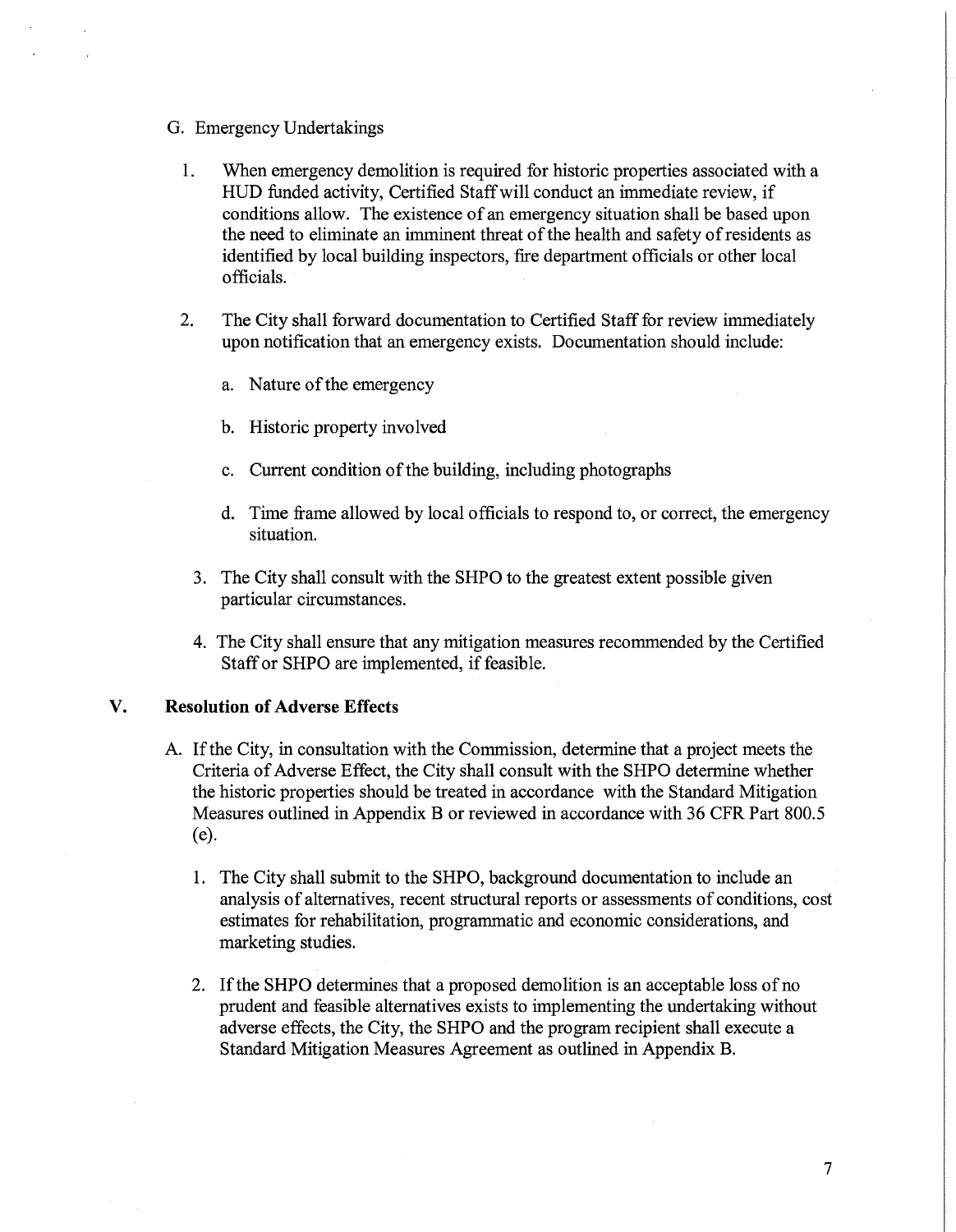G. Emergency Undertakings

1. When emergency demolition is required for historic properties associated with a HUD funded activity, Certified Staff will conduct an immediate review, if conditions allow. The existence of an emergency situation shall be based upon the need to eliminate an imminent threat of the health and safety of residents as identified by local building inspectors, fire department officials or other local officials.

2. The City shall forward documentation to Certified Staff for review immediately upon notification that an emergency exists. Documentation should include:

   a. Nature of the emergency

   b. Historic property involved

   c. Current condition of the building, including photographs

   d. Time frame allowed by local officials to respond to, or correct, the emergency situation.

3. The City shall consult with the SHPO to the greatest extent possible given particular circumstances.

4. The City shall ensure that any mitigation measures recommended by the Certified Staff or SHPO are implemented, if feasible.

## V. Resolution of Adverse Effects

A. If the City, in consultation with the Commission, determine that a project meets the Criteria of Adverse Effect, the City shall consult with the SHPO determine whether the historic properties should be treated in accordance with the Standard Mitigation Measures outlined in Appendix B or reviewed in accordance with 36 CFR Part 800.5 (e).

   1. The City shall submit to the SHPO, background documentation to include an analysis of alternatives, recent structural reports or assessments of conditions, cost estimates for rehabilitation, programmatic and economic considerations, and marketing studies.

   2. If the SHPO determines that a proposed demolition is an acceptable loss of no prudent and feasible alternatives exists to implementing the undertaking without adverse effects, the City, the SHPO and the program recipient shall execute a Standard Mitigation Measures Agreement as outlined in Appendix B.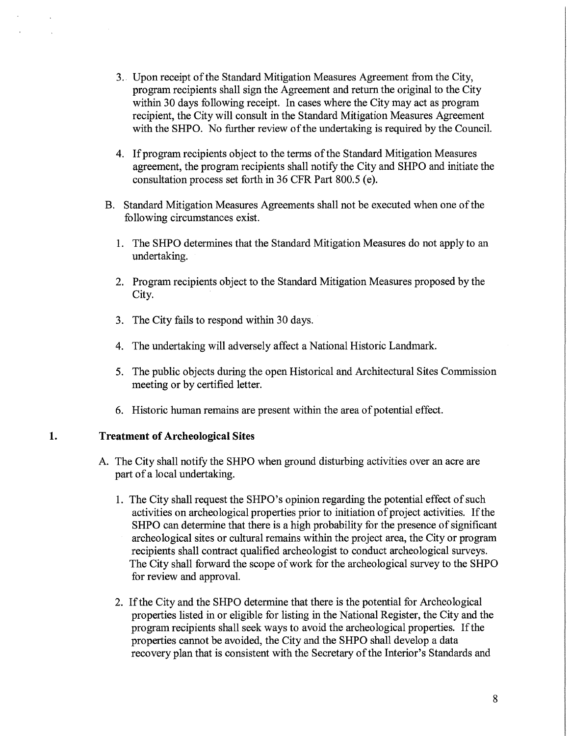3. Upon receipt of the Standard Mitigation Measures Agreement from the City, program recipients shall sign the Agreement and return the original to the City within 30 days following receipt. In cases where the City may act as program recipient, the City will consult in the Standard Mitigation Measures Agreement with the SHPO. No further review of the undertaking is required by the Council.

4. If program recipients object to the terms of the Standard Mitigation Measures agreement, the program recipients shall notify the City and SHPO and initiate the consultation process set forth in 36 CFR Part 800.5 (e).

B. Standard Mitigation Measures Agreements shall not be executed when one of the following circumstances exist.

1. The SHPO determines that the Standard Mitigation Measures do not apply to an undertaking.

2. Program recipients object to the Standard Mitigation Measures proposed by the City.

3. The City fails to respond within 30 days.

4. The undertaking will adversely affect a National Historic Landmark.

5. The public objects during the open Historical and Architectural Sites Commission meeting or by certified letter.

6. Historic human remains are present within the area of potential effect.

## 1. Treatment of Archeological Sites

A. The City shall notify the SHPO when ground disturbing activities over an acre are part of a local undertaking.

1. The City shall request the SHPO's opinion regarding the potential effect of such activities on archeological properties prior to initiation of project activities. If the SHPO can determine that there is a high probability for the presence of significant archeological sites or cultural remains within the project area, the City or program recipients shall contract qualified archeologist to conduct archeological surveys. The City shall forward the scope of work for the archeological survey to the SHPO for review and approval.

2. If the City and the SHPO determine that there is the potential for Archeological properties listed in or eligible for listing in the National Register, the City and the program recipients shall seek ways to avoid the archeological properties. If the properties cannot be avoided, the City and the SHPO shall develop a data recovery plan that is consistent with the Secretary of the Interior's Standards and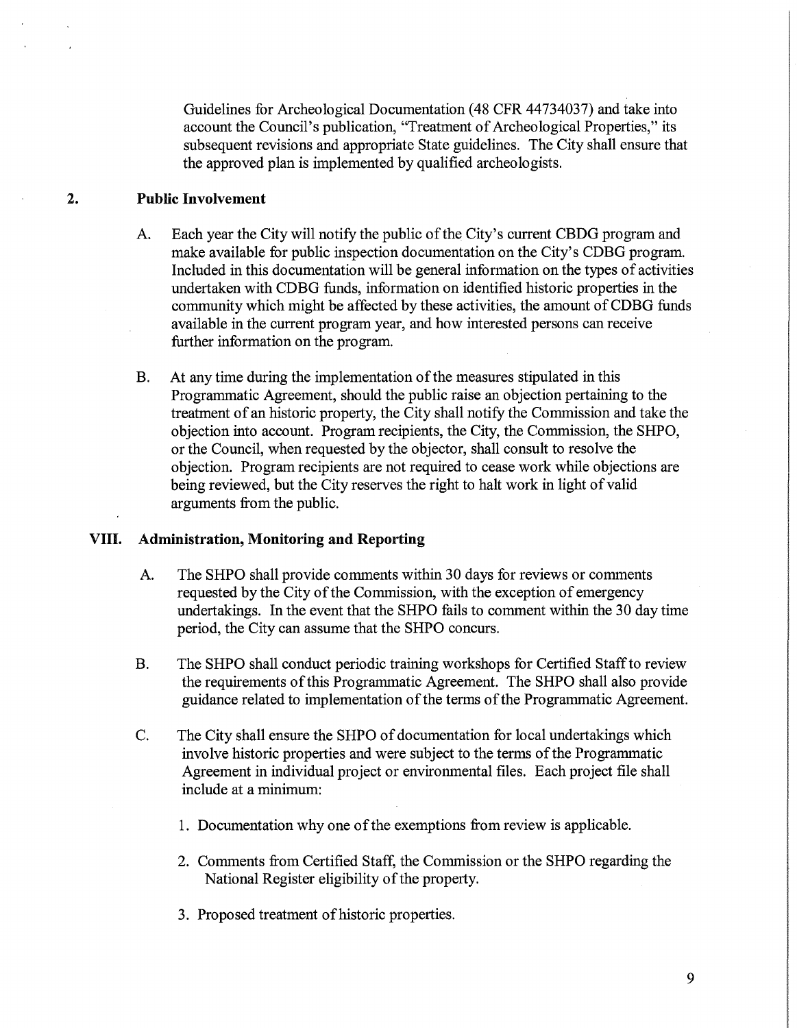Guidelines for Archeological Documentation (48 CFR 44734037) and take into account the Council's publication, "Treatment of Archeological Properties," its subsequent revisions and appropriate State guidelines. The City shall ensure that the approved plan is implemented by qualified archeologists.

**2. Public Involvement**

A. Each year the City will notify the public of the City's current CBDG program and make available for public inspection documentation on the City's CDBG program. Included in this documentation will be general information on the types of activities undertaken with CDBG funds, information on identified historic properties in the community which might be affected by these activities, the amount of CDBG funds available in the current program year, and how interested persons can receive further information on the program.

B. At any time during the implementation of the measures stipulated in this Programmatic Agreement, should the public raise an objection pertaining to the treatment of an historic property, the City shall notify the Commission and take the objection into account. Program recipients, the City, the Commission, the SHPO, or the Council, when requested by the objector, shall consult to resolve the objection. Program recipients are not required to cease work while objections are being reviewed, but the City reserves the right to halt work in light of valid arguments from the public.

## VIII. Administration, Monitoring and Reporting

A. The SHPO shall provide comments within 30 days for reviews or comments requested by the City of the Commission, with the exception of emergency undertakings. In the event that the SHPO fails to comment within the 30 day time period, the City can assume that the SHPO concurs.

B. The SHPO shall conduct periodic training workshops for Certified Staff to review the requirements of this Programmatic Agreement. The SHPO shall also provide guidance related to implementation of the terms of the Programmatic Agreement.

C. The City shall ensure the SHPO of documentation for local undertakings which involve historic properties and were subject to the terms of the Programmatic Agreement in individual project or environmental files. Each project file shall include at a minimum:

1. Documentation why one of the exemptions from review is applicable.

2. Comments from Certified Staff, the Commission or the SHPO regarding the National Register eligibility of the property.

3. Proposed treatment of historic properties.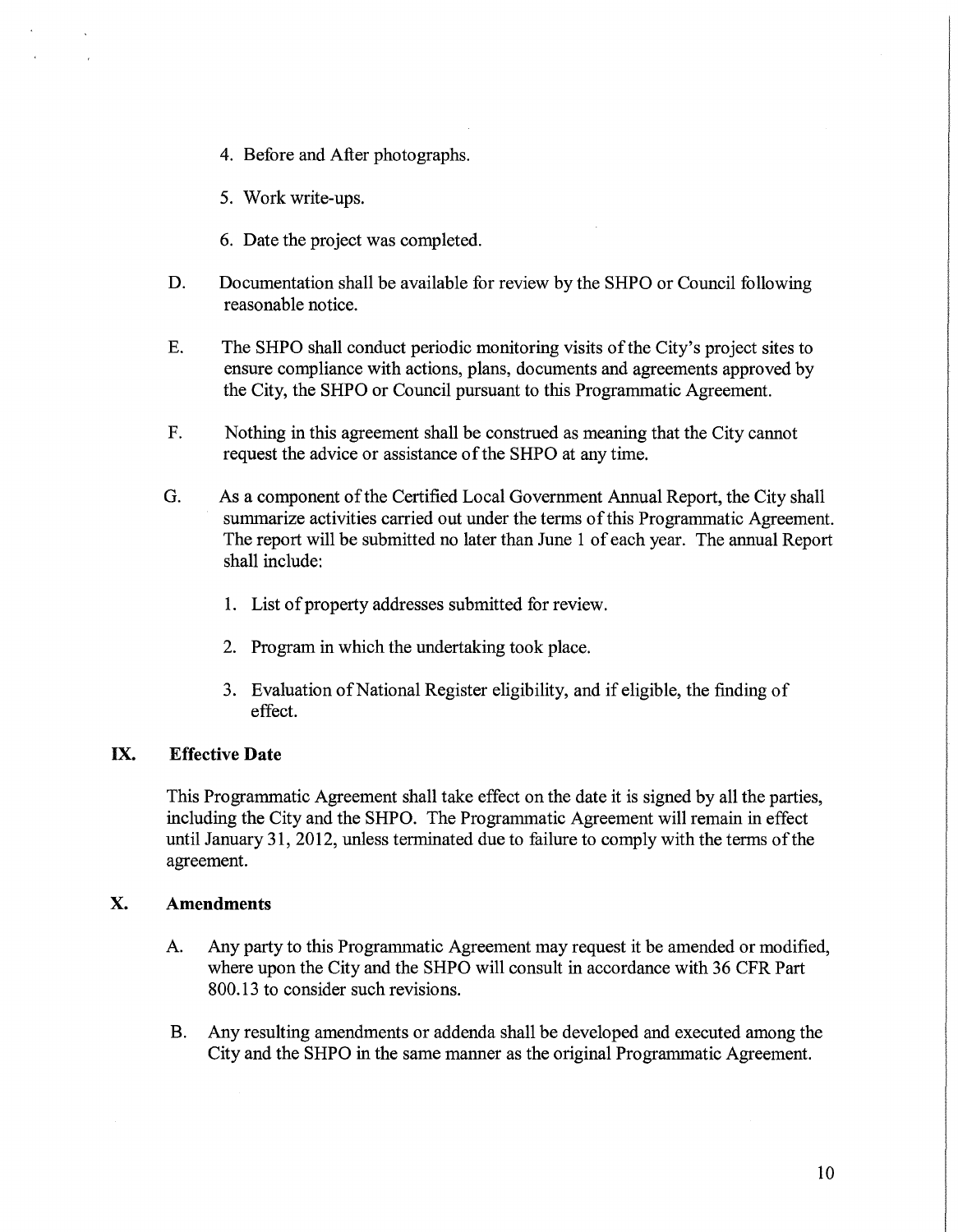4. Before and After photographs.

5. Work write-ups.

6. Date the project was completed.

D. Documentation shall be available for review by the SHPO or Council following reasonable notice.

E. The SHPO shall conduct periodic monitoring visits of the City's project sites to ensure compliance with actions, plans, documents and agreements approved by the City, the SHPO or Council pursuant to this Programmatic Agreement.

F. Nothing in this agreement shall be construed as meaning that the City cannot request the advice or assistance of the SHPO at any time.

G. As a component of the Certified Local Government Annual Report, the City shall summarize activities carried out under the terms of this Programmatic Agreement. The report will be submitted no later than June 1 of each year. The annual Report shall include:

1. List of property addresses submitted for review.

2. Program in which the undertaking took place.

3. Evaluation of National Register eligibility, and if eligible, the finding of effect.

## IX. Effective Date

This Programmatic Agreement shall take effect on the date it is signed by all the parties, including the City and the SHPO. The Programmatic Agreement will remain in effect until January 31, 2012, unless terminated due to failure to comply with the terms of the agreement.

## X. Amendments

A. Any party to this Programmatic Agreement may request it be amended or modified, where upon the City and the SHPO will consult in accordance with 36 CFR Part 800.13 to consider such revisions.

B. Any resulting amendments or addenda shall be developed and executed among the City and the SHPO in the same manner as the original Programmatic Agreement.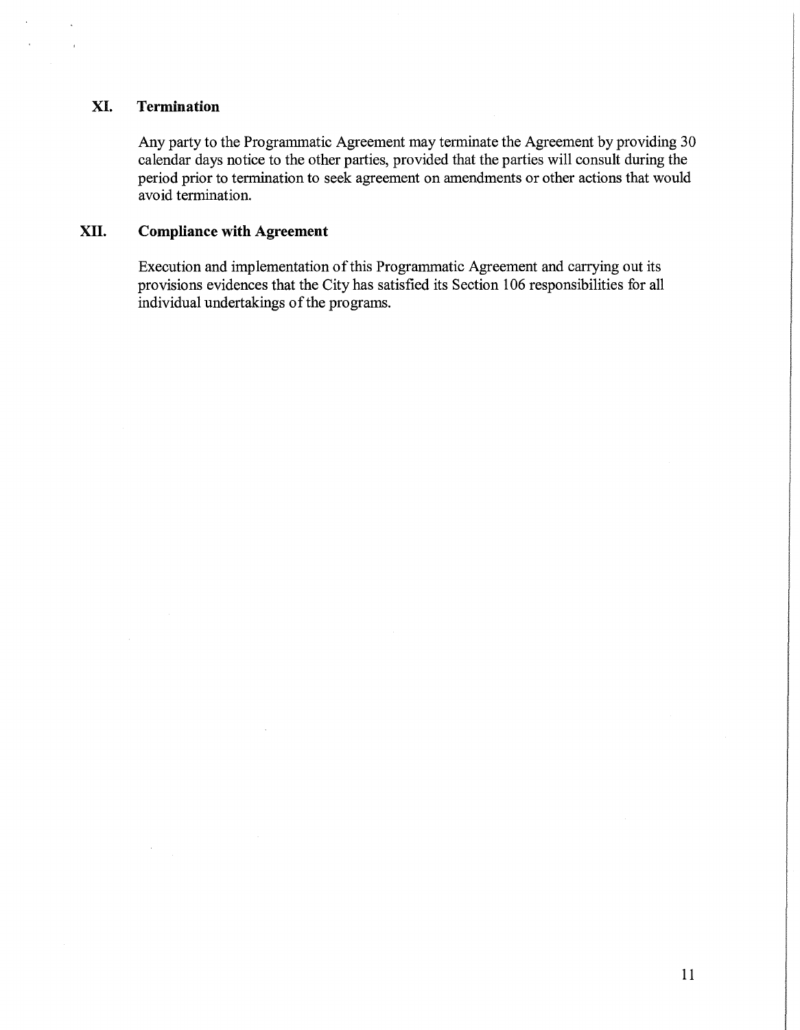## XI. Termination

Any party to the Programmatic Agreement may terminate the Agreement by providing 30 calendar days notice to the other parties, provided that the parties will consult during the period prior to termination to seek agreement on amendments or other actions that would avoid termination.

## XII. Compliance with Agreement

Execution and implementation of this Programmatic Agreement and carrying out its provisions evidences that the City has satisfied its Section 106 responsibilities for all individual undertakings of the programs.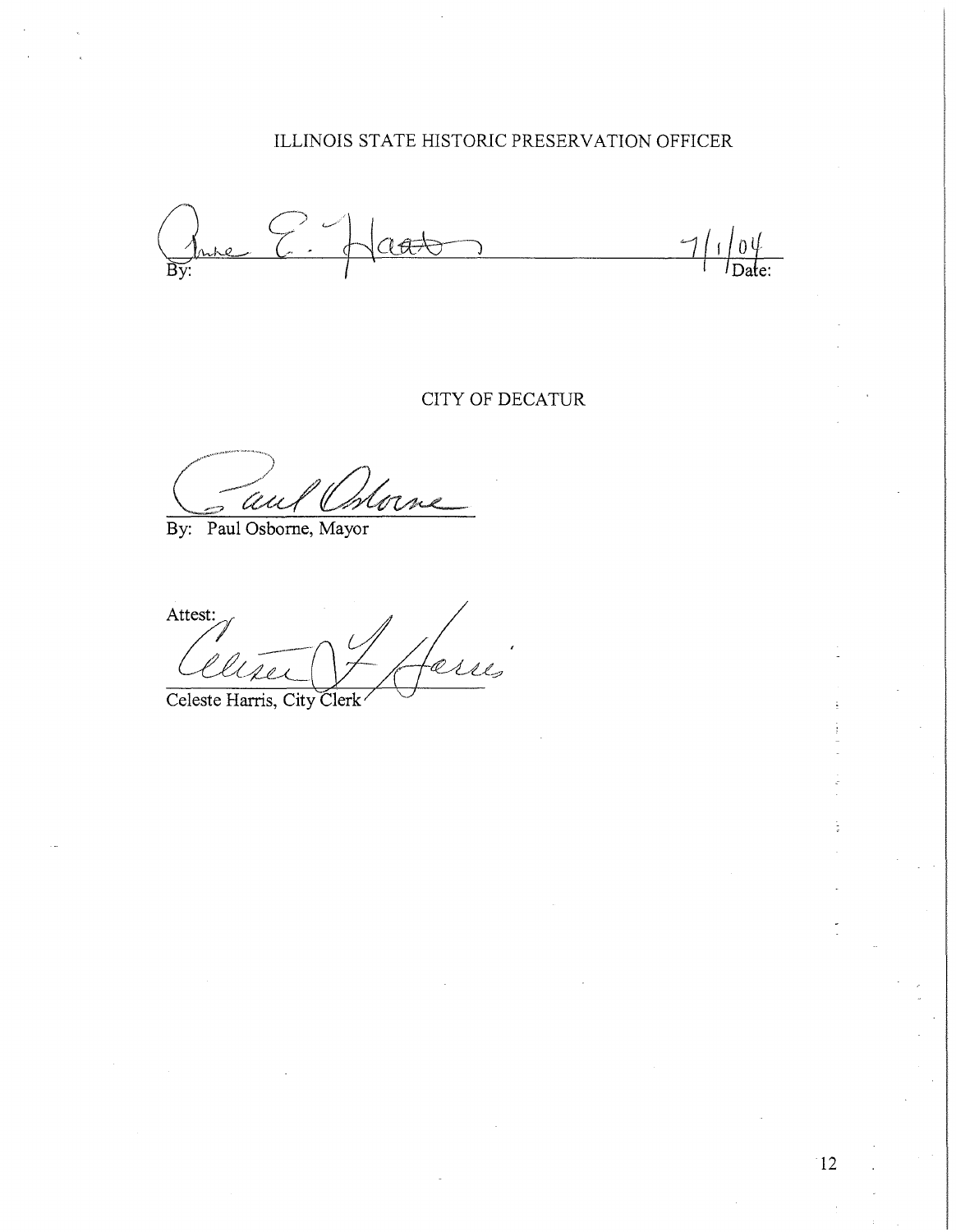ILLINOIS STATE HISTORIC PRESERVATION OFFICER

By: _______________________________ Date: 7/1/04

CITY OF DECATUR

_______________________________
By: Paul Osborne, Mayor

Attest:

_______________________________
Celeste Harris, City Clerk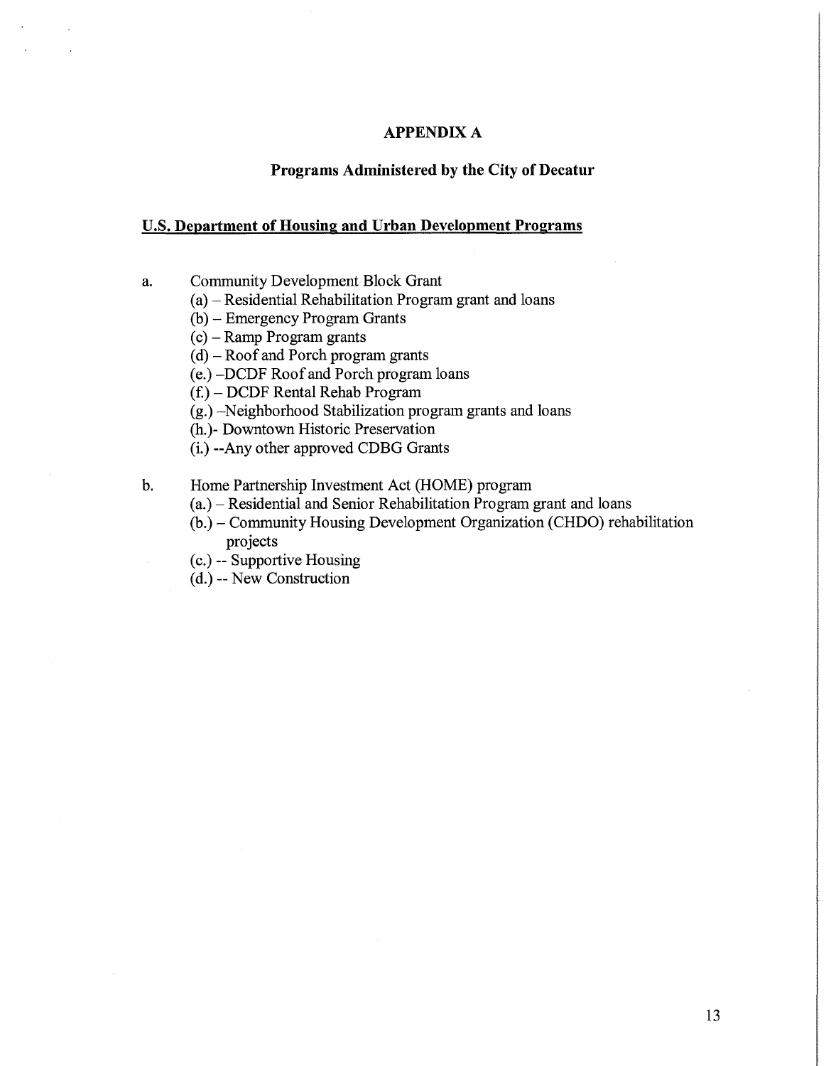# APPENDIX A

## Programs Administered by the City of Decatur

### U.S. Department of Housing and Urban Development Programs

a. Community Development Block Grant
   - (a) – Residential Rehabilitation Program grant and loans
   - (b) – Emergency Program Grants
   - (c) – Ramp Program grants
   - (d) – Roof and Porch program grants
   - (e.) –DCDF Roof and Porch program loans
   - (f.) – DCDF Rental Rehab Program
   - (g.) –Neighborhood Stabilization program grants and loans
   - (h.)- Downtown Historic Preservation
   - (i.) --Any other approved CDBG Grants

b. Home Partnership Investment Act (HOME) program
   - (a.) – Residential and Senior Rehabilitation Program grant and loans
   - (b.) – Community Housing Development Organization (CHDO) rehabilitation projects
   - (c.) -- Supportive Housing
   - (d.) -- New Construction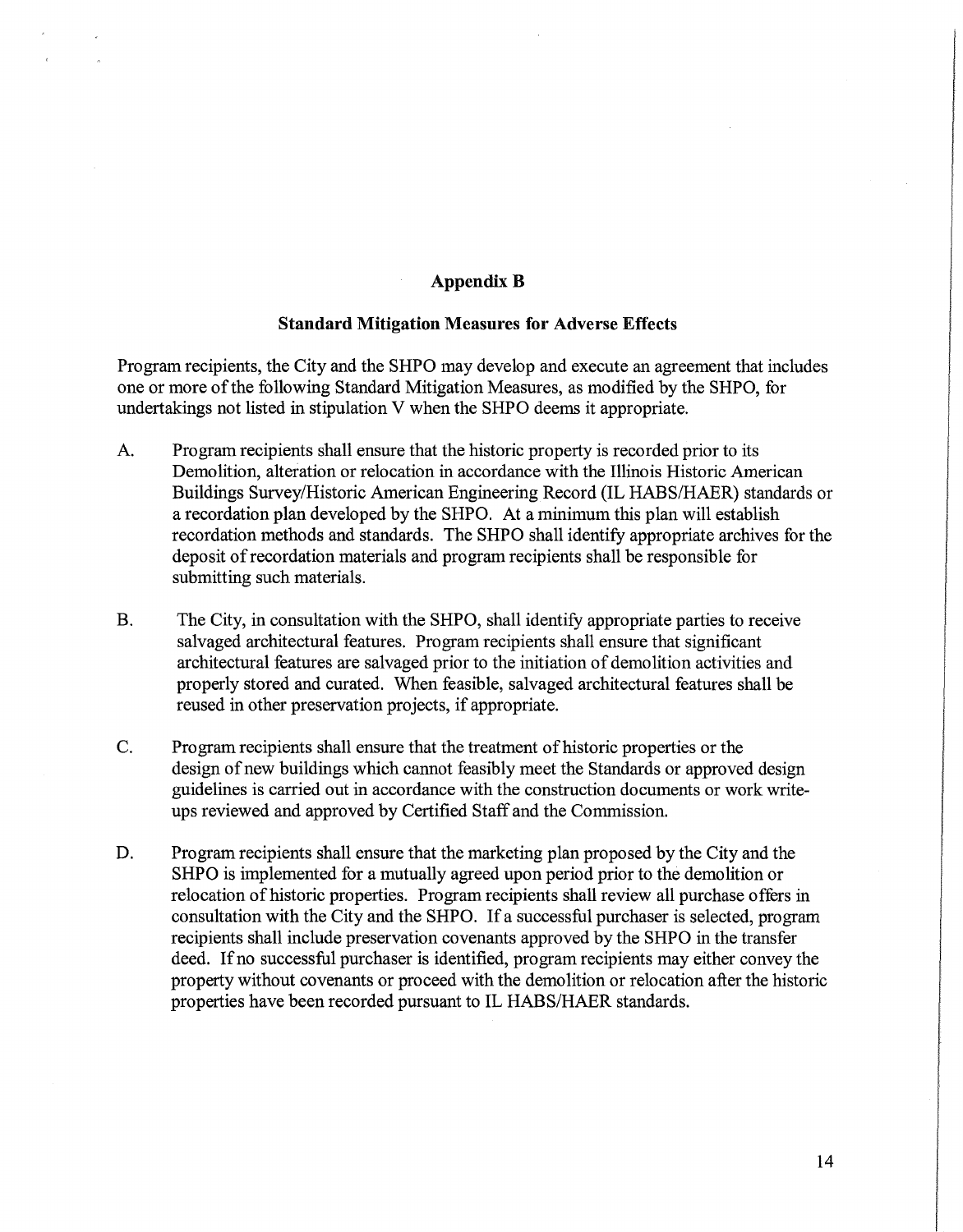## Appendix B

### Standard Mitigation Measures for Adverse Effects

Program recipients, the City and the SHPO may develop and execute an agreement that includes one or more of the following Standard Mitigation Measures, as modified by the SHPO, for undertakings not listed in stipulation V when the SHPO deems it appropriate.

A. Program recipients shall ensure that the historic property is recorded prior to its Demolition, alteration or relocation in accordance with the Illinois Historic American Buildings Survey/Historic American Engineering Record (IL HABS/HAER) standards or a recordation plan developed by the SHPO. At a minimum this plan will establish recordation methods and standards. The SHPO shall identify appropriate archives for the deposit of recordation materials and program recipients shall be responsible for submitting such materials.

B. The City, in consultation with the SHPO, shall identify appropriate parties to receive salvaged architectural features. Program recipients shall ensure that significant architectural features are salvaged prior to the initiation of demolition activities and properly stored and curated. When feasible, salvaged architectural features shall be reused in other preservation projects, if appropriate.

C. Program recipients shall ensure that the treatment of historic properties or the design of new buildings which cannot feasibly meet the Standards or approved design guidelines is carried out in accordance with the construction documents or work write-ups reviewed and approved by Certified Staff and the Commission.

D. Program recipients shall ensure that the marketing plan proposed by the City and the SHPO is implemented for a mutually agreed upon period prior to the demolition or relocation of historic properties. Program recipients shall review all purchase offers in consultation with the City and the SHPO. If a successful purchaser is selected, program recipients shall include preservation covenants approved by the SHPO in the transfer deed. If no successful purchaser is identified, program recipients may either convey the property without covenants or proceed with the demolition or relocation after the historic properties have been recorded pursuant to IL HABS/HAER standards.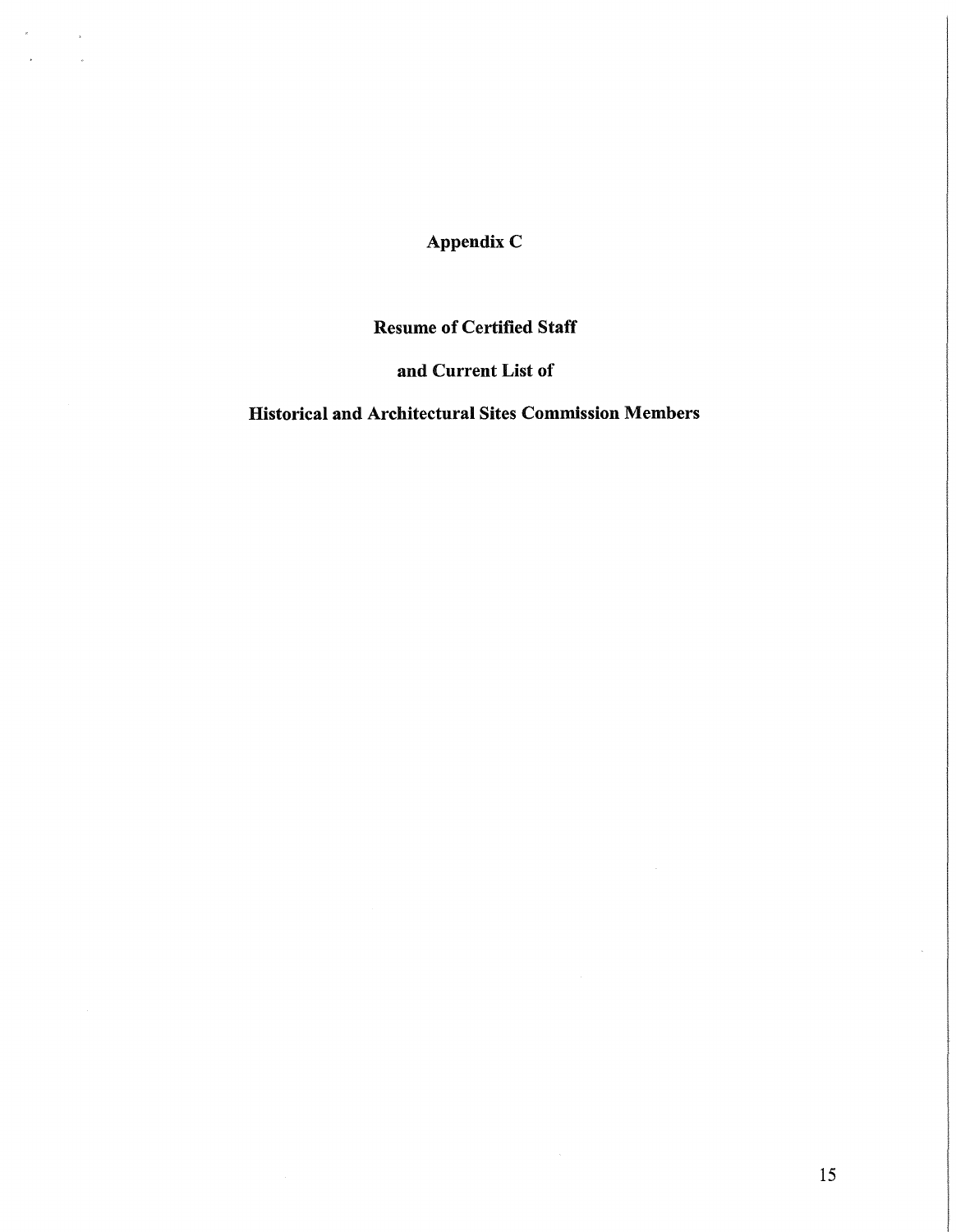# Appendix C

## Resume of Certified Staff

## and Current List of

## Historical and Architectural Sites Commission Members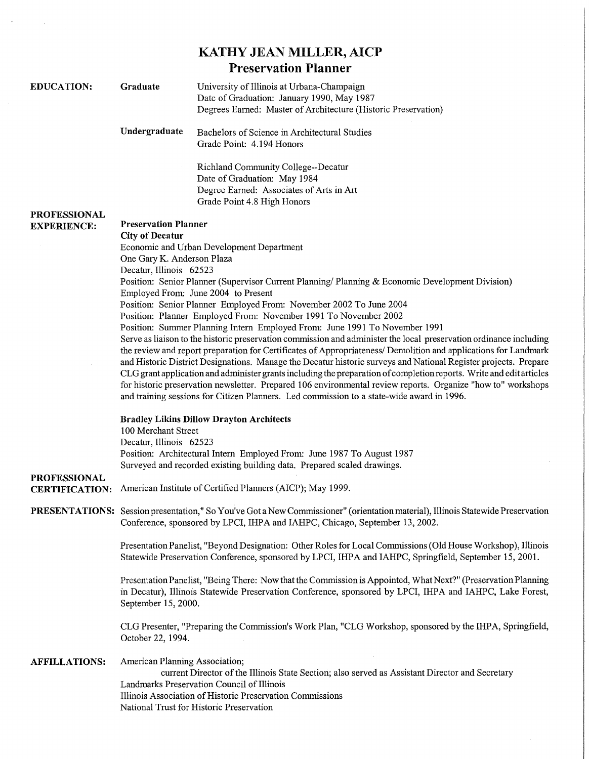# KATHY JEAN MILLER, AICP
## Preservation Planner

**EDUCATION:**

**Graduate**

University of Illinois at Urbana-Champaign
Date of Graduation: January 1990, May 1987
Degrees Earned: Master of Architecture (Historic Preservation)

**Undergraduate**

Bachelors of Science in Architectural Studies
Grade Point: 4.194 Honors

Richland Community College--Decatur
Date of Graduation: May 1984
Degree Earned: Associates of Arts in Art
Grade Point 4.8 High Honors

**PROFESSIONAL EXPERIENCE:**

**Preservation Planner**
**City of Decatur**
Economic and Urban Development Department
One Gary K. Anderson Plaza
Decatur, Illinois 62523
Position: Senior Planner (Supervisor Current Planning/ Planning & Economic Development Division)
Employed From: June 2004 to Present
Position: Senior Planner Employed From: November 2002 To June 2004
Position: Planner Employed From: November 1991 To November 2002
Position: Summer Planning Intern Employed From: June 1991 To November 1991
Serve as liaison to the historic preservation commission and administer the local preservation ordinance including the review and report preparation for Certificates of Appropriateness/ Demolition and applications for Landmark and Historic District Designations. Manage the Decatur historic surveys and National Register projects. Prepare CLG grant application and administer grants including the preparation of completion reports. Write and edit articles for historic preservation newsletter. Prepared 106 environmental review reports. Organize "how to" workshops and training sessions for Citizen Planners. Led commission to a state-wide award in 1996.

**Bradley Likins Dillow Drayton Architects**
100 Merchant Street
Decatur, Illinois 62523
Position: Architectural Intern Employed From: June 1987 To August 1987
Surveyed and recorded existing building data. Prepared scaled drawings.

**PROFESSIONAL CERTIFICATION:** American Institute of Certified Planners (AICP); May 1999.

**PRESENTATIONS:** Session presentation," So You've Got a New Commissioner" (orientation material), Illinois Statewide Preservation Conference, sponsored by LPCI, IHPA and IAHPC, Chicago, September 13, 2002.

Presentation Panelist, "Beyond Designation: Other Roles for Local Commissions (Old House Workshop), Illinois Statewide Preservation Conference, sponsored by LPCI, IHPA and IAHPC, Springfield, September 15, 2001.

Presentation Panelist, "Being There: Now that the Commission is Appointed, What Next?" (Preservation Planning in Decatur), Illinois Statewide Preservation Conference, sponsored by LPCI, IHPA and IAHPC, Lake Forest, September 15, 2000.

CLG Presenter, "Preparing the Commission's Work Plan, "CLG Workshop, sponsored by the IHPA, Springfield, October 22, 1994.

**AFFILLATIONS:** American Planning Association;
current Director of the Illinois State Section; also served as Assistant Director and Secretary
Landmarks Preservation Council of Illinois
Illinois Association of Historic Preservation Commissions
National Trust for Historic Preservation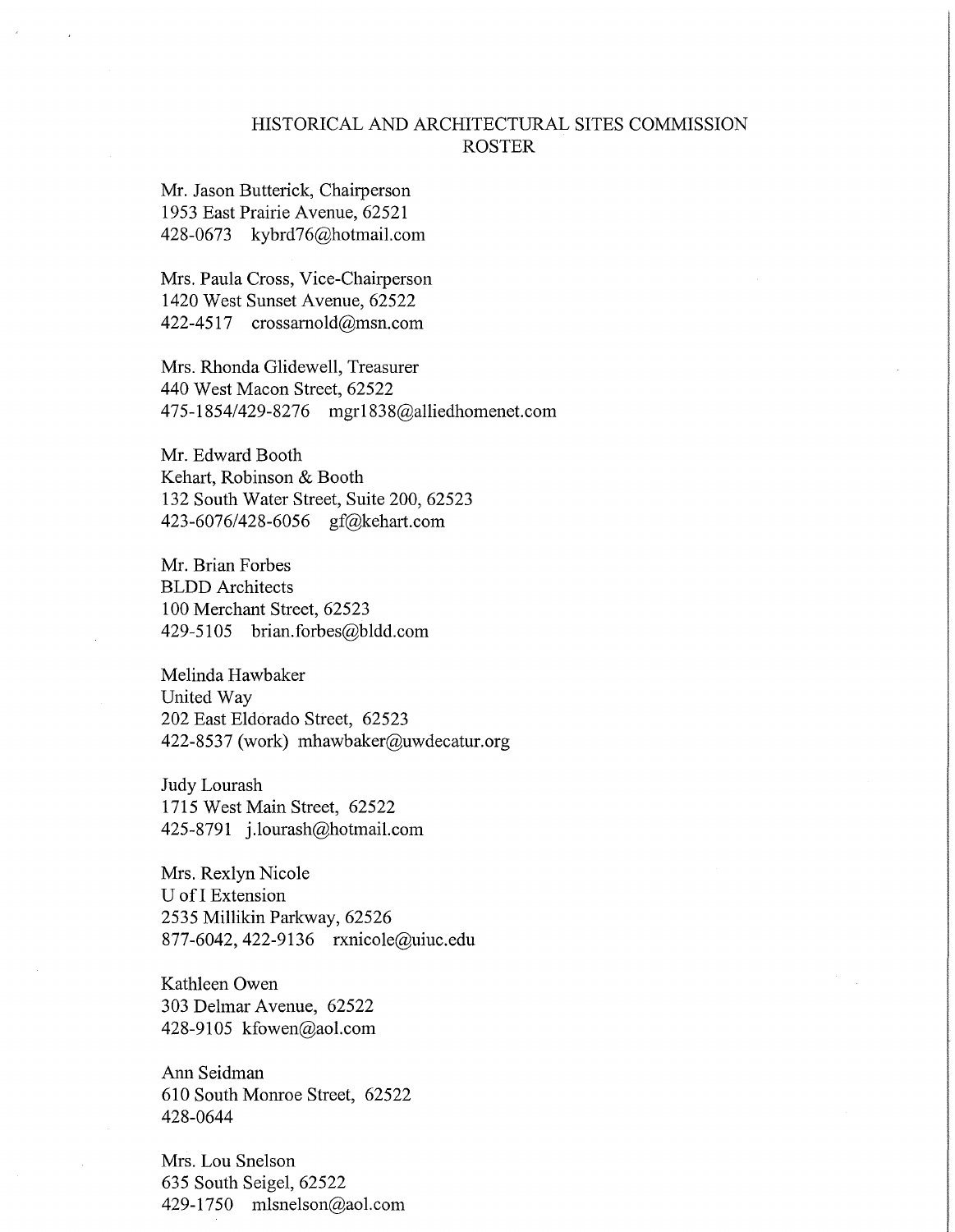# HISTORICAL AND ARCHITECTURAL SITES COMMISSION ROSTER

Mr. Jason Butterick, Chairperson
1953 East Prairie Avenue, 62521
428-0673 kybrd76@hotmail.com

Mrs. Paula Cross, Vice-Chairperson
1420 West Sunset Avenue, 62522
422-4517 crossarnold@msn.com

Mrs. Rhonda Glidewell, Treasurer
440 West Macon Street, 62522
475-1854/429-8276 mgr1838@alliedhomenet.com

Mr. Edward Booth
Kehart, Robinson & Booth
132 South Water Street, Suite 200, 62523
423-6076/428-6056 gf@kehart.com

Mr. Brian Forbes
BLDD Architects
100 Merchant Street, 62523
429-5105 brian.forbes@bldd.com

Melinda Hawbaker
United Way
202 East Eldorado Street, 62523
422-8537 (work) mhawbaker@uwdecatur.org

Judy Lourash
1715 West Main Street, 62522
425-8791 j.lourash@hotmail.com

Mrs. Rexlyn Nicole
U of I Extension
2535 Millikin Parkway, 62526
877-6042, 422-9136 rxnicole@uiuc.edu

Kathleen Owen
303 Delmar Avenue, 62522
428-9105 kfowen@aol.com

Ann Seidman
610 South Monroe Street, 62522
428-0644

Mrs. Lou Snelson
635 South Seigel, 62522
429-1750 mlsnelson@aol.com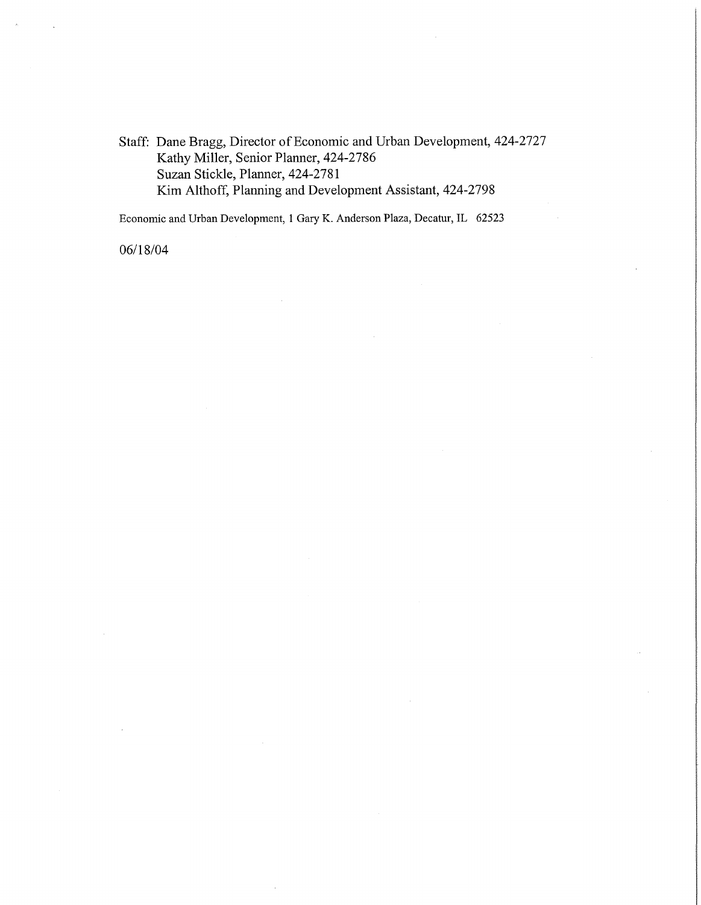Staff: Dane Bragg, Director of Economic and Urban Development, 424-2727
Kathy Miller, Senior Planner, 424-2786
Suzan Stickle, Planner, 424-2781
Kim Althoff, Planning and Development Assistant, 424-2798

Economic and Urban Development, 1 Gary K. Anderson Plaza, Decatur, IL 62523

06/18/04